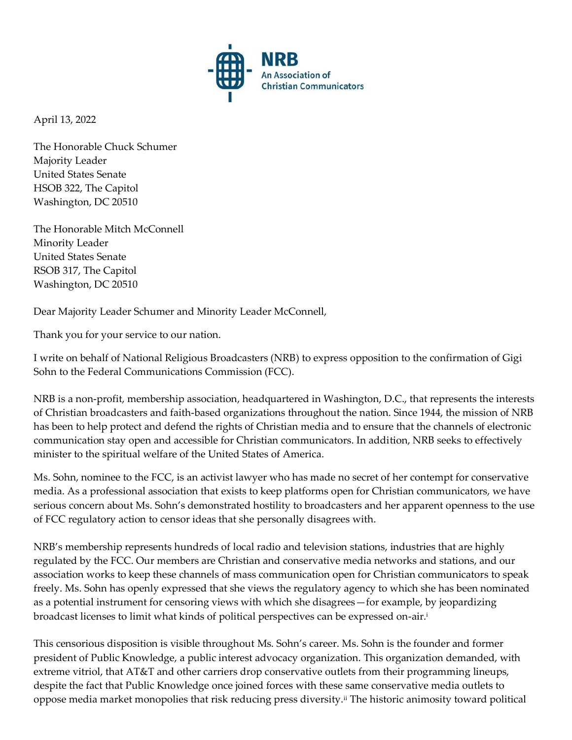**NRB**
An Association of
Christian Communicators

April 13, 2022

The Honorable Chuck Schumer
Majority Leader
United States Senate
HSOB 322, The Capitol
Washington, DC 20510

The Honorable Mitch McConnell
Minority Leader
United States Senate
RSOB 317, The Capitol
Washington, DC 20510

Dear Majority Leader Schumer and Minority Leader McConnell,

Thank you for your service to our nation.

I write on behalf of National Religious Broadcasters (NRB) to express opposition to the confirmation of Gigi Sohn to the Federal Communications Commission (FCC).

NRB is a non-profit, membership association, headquartered in Washington, D.C., that represents the interests of Christian broadcasters and faith-based organizations throughout the nation. Since 1944, the mission of NRB has been to help protect and defend the rights of Christian media and to ensure that the channels of electronic communication stay open and accessible for Christian communicators. In addition, NRB seeks to effectively minister to the spiritual welfare of the United States of America.

Ms. Sohn, nominee to the FCC, is an activist lawyer who has made no secret of her contempt for conservative media. As a professional association that exists to keep platforms open for Christian communicators, we have serious concern about Ms. Sohn's demonstrated hostility to broadcasters and her apparent openness to the use of FCC regulatory action to censor ideas that she personally disagrees with.

NRB's membership represents hundreds of local radio and television stations, industries that are highly regulated by the FCC. Our members are Christian and conservative media networks and stations, and our association works to keep these channels of mass communication open for Christian communicators to speak freely. Ms. Sohn has openly expressed that she views the regulatory agency to which she has been nominated as a potential instrument for censoring views with which she disagrees—for example, by jeopardizing broadcast licenses to limit what kinds of political perspectives can be expressed on-air.[i]

This censorious disposition is visible throughout Ms. Sohn's career. Ms. Sohn is the founder and former president of Public Knowledge, a public interest advocacy organization. This organization demanded, with extreme vitriol, that AT&T and other carriers drop conservative outlets from their programming lineups, despite the fact that Public Knowledge once joined forces with these same conservative media outlets to oppose media market monopolies that risk reducing press diversity.[ii] The historic animosity toward political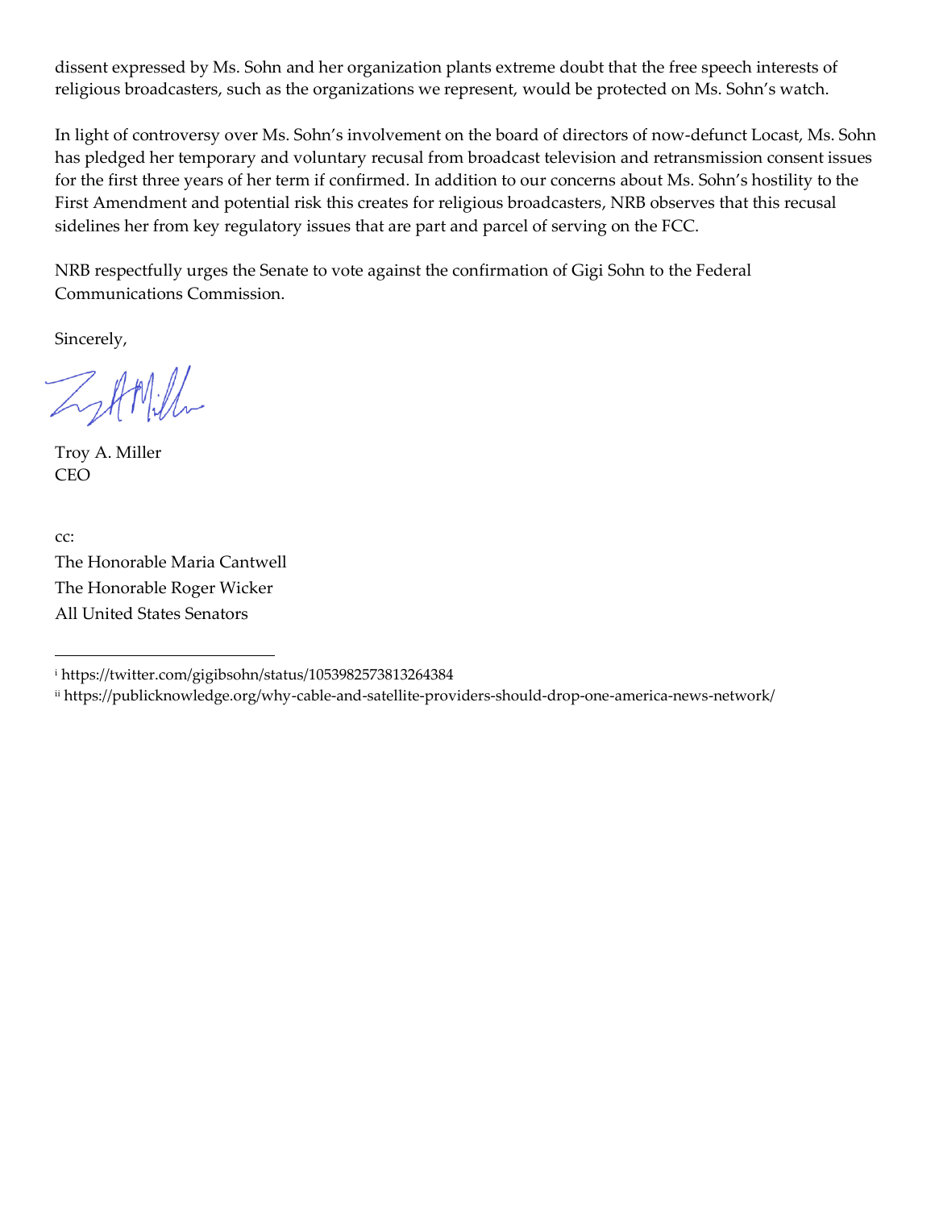dissent expressed by Ms. Sohn and her organization plants extreme doubt that the free speech interests of religious broadcasters, such as the organizations we represent, would be protected on Ms. Sohn's watch.

In light of controversy over Ms. Sohn's involvement on the board of directors of now-defunct Locast, Ms. Sohn has pledged her temporary and voluntary recusal from broadcast television and retransmission consent issues for the first three years of her term if confirmed. In addition to our concerns about Ms. Sohn's hostility to the First Amendment and potential risk this creates for religious broadcasters, NRB observes that this recusal sidelines her from key regulatory issues that are part and parcel of serving on the FCC.

NRB respectfully urges the Senate to vote against the confirmation of Gigi Sohn to the Federal Communications Commission.

Sincerely,

Troy A. Miller
CEO

cc:
The Honorable Maria Cantwell
The Honorable Roger Wicker
All United States Senators

---

[i] https://twitter.com/gigibsohn/status/1053982573813264384

[ii] https://publicknowledge.org/why-cable-and-satellite-providers-should-drop-one-america-news-network/